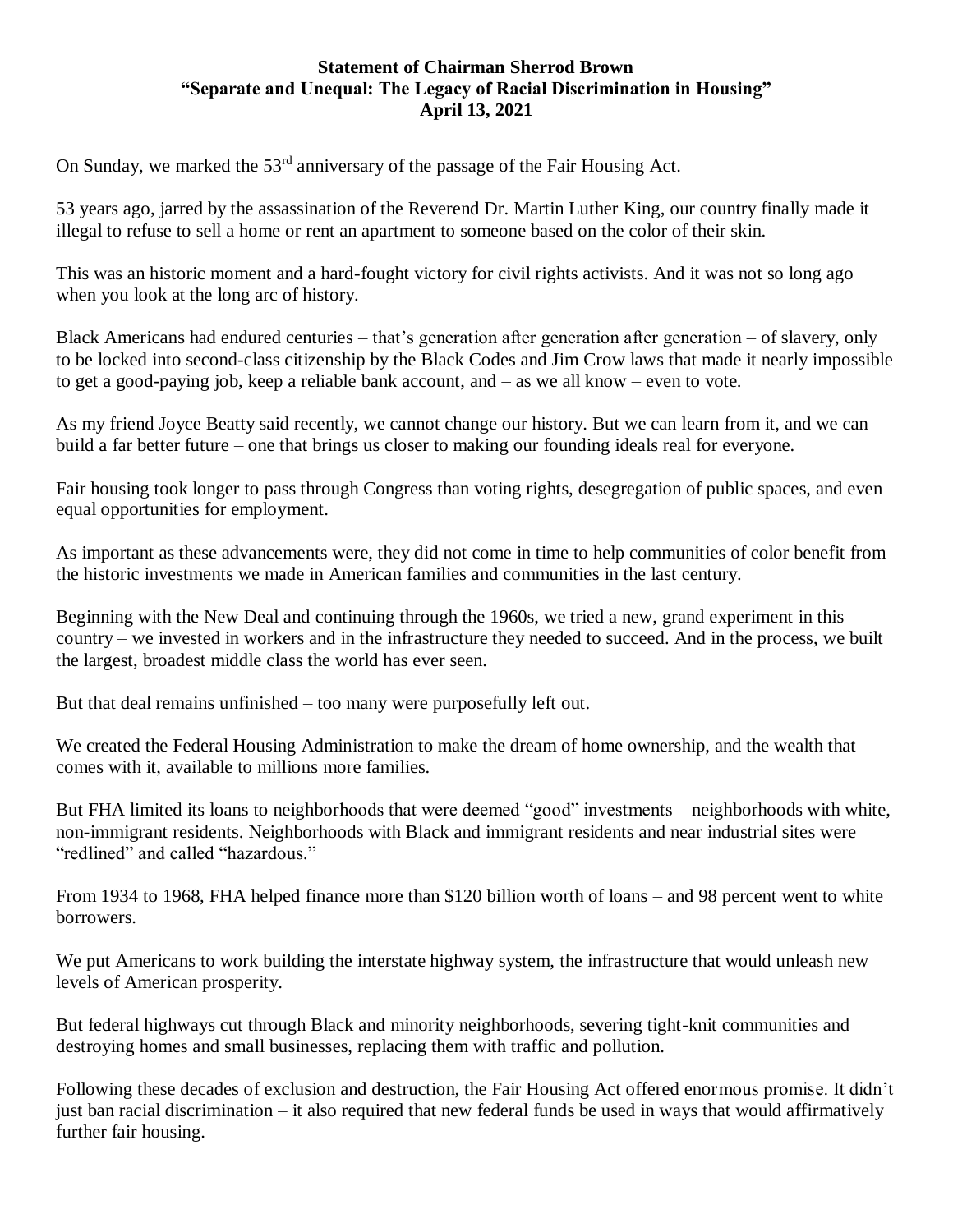**Statement of Chairman Sherrod Brown**
**"Separate and Unequal: The Legacy of Racial Discrimination in Housing"**
**April 13, 2021**

On Sunday, we marked the 53rd anniversary of the passage of the Fair Housing Act.

53 years ago, jarred by the assassination of the Reverend Dr. Martin Luther King, our country finally made it illegal to refuse to sell a home or rent an apartment to someone based on the color of their skin.

This was an historic moment and a hard-fought victory for civil rights activists. And it was not so long ago when you look at the long arc of history.

Black Americans had endured centuries – that's generation after generation after generation – of slavery, only to be locked into second-class citizenship by the Black Codes and Jim Crow laws that made it nearly impossible to get a good-paying job, keep a reliable bank account, and – as we all know – even to vote.

As my friend Joyce Beatty said recently, we cannot change our history. But we can learn from it, and we can build a far better future – one that brings us closer to making our founding ideals real for everyone.

Fair housing took longer to pass through Congress than voting rights, desegregation of public spaces, and even equal opportunities for employment.

As important as these advancements were, they did not come in time to help communities of color benefit from the historic investments we made in American families and communities in the last century.

Beginning with the New Deal and continuing through the 1960s, we tried a new, grand experiment in this country – we invested in workers and in the infrastructure they needed to succeed. And in the process, we built the largest, broadest middle class the world has ever seen.

But that deal remains unfinished – too many were purposefully left out.

We created the Federal Housing Administration to make the dream of home ownership, and the wealth that comes with it, available to millions more families.

But FHA limited its loans to neighborhoods that were deemed "good" investments – neighborhoods with white, non-immigrant residents. Neighborhoods with Black and immigrant residents and near industrial sites were "redlined" and called "hazardous."

From 1934 to 1968, FHA helped finance more than $120 billion worth of loans – and 98 percent went to white borrowers.

We put Americans to work building the interstate highway system, the infrastructure that would unleash new levels of American prosperity.

But federal highways cut through Black and minority neighborhoods, severing tight-knit communities and destroying homes and small businesses, replacing them with traffic and pollution.

Following these decades of exclusion and destruction, the Fair Housing Act offered enormous promise. It didn't just ban racial discrimination – it also required that new federal funds be used in ways that would affirmatively further fair housing.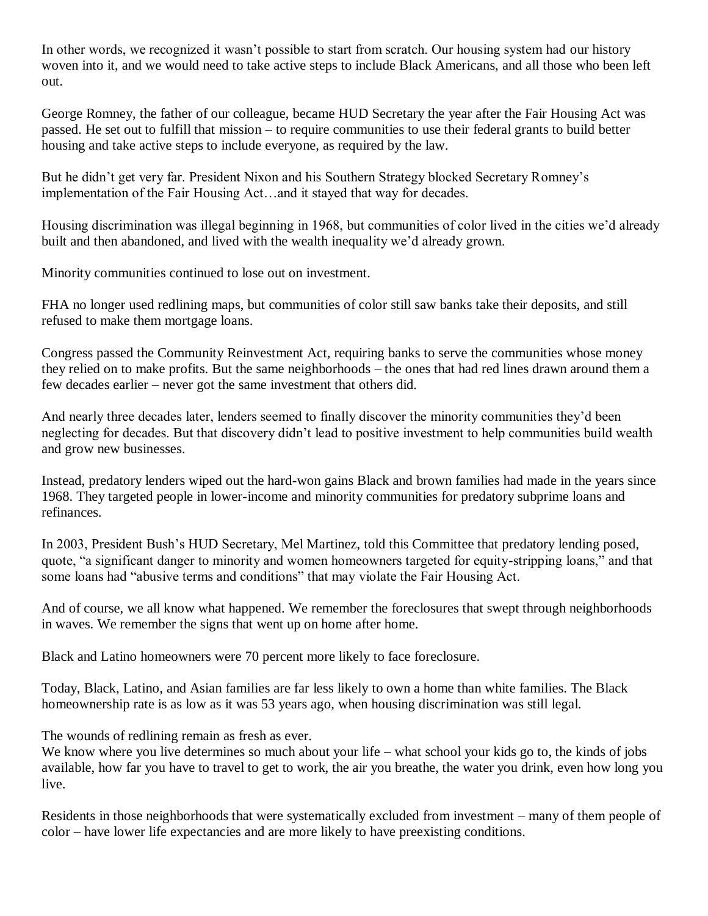In other words, we recognized it wasn't possible to start from scratch. Our housing system had our history woven into it, and we would need to take active steps to include Black Americans, and all those who been left out.

George Romney, the father of our colleague, became HUD Secretary the year after the Fair Housing Act was passed. He set out to fulfill that mission – to require communities to use their federal grants to build better housing and take active steps to include everyone, as required by the law.

But he didn't get very far. President Nixon and his Southern Strategy blocked Secretary Romney's implementation of the Fair Housing Act…and it stayed that way for decades.

Housing discrimination was illegal beginning in 1968, but communities of color lived in the cities we'd already built and then abandoned, and lived with the wealth inequality we'd already grown.

Minority communities continued to lose out on investment.

FHA no longer used redlining maps, but communities of color still saw banks take their deposits, and still refused to make them mortgage loans.

Congress passed the Community Reinvestment Act, requiring banks to serve the communities whose money they relied on to make profits. But the same neighborhoods – the ones that had red lines drawn around them a few decades earlier – never got the same investment that others did.

And nearly three decades later, lenders seemed to finally discover the minority communities they'd been neglecting for decades. But that discovery didn't lead to positive investment to help communities build wealth and grow new businesses.

Instead, predatory lenders wiped out the hard-won gains Black and brown families had made in the years since 1968. They targeted people in lower-income and minority communities for predatory subprime loans and refinances.

In 2003, President Bush's HUD Secretary, Mel Martinez, told this Committee that predatory lending posed, quote, "a significant danger to minority and women homeowners targeted for equity-stripping loans," and that some loans had "abusive terms and conditions" that may violate the Fair Housing Act.

And of course, we all know what happened. We remember the foreclosures that swept through neighborhoods in waves. We remember the signs that went up on home after home.

Black and Latino homeowners were 70 percent more likely to face foreclosure.

Today, Black, Latino, and Asian families are far less likely to own a home than white families. The Black homeownership rate is as low as it was 53 years ago, when housing discrimination was still legal.

The wounds of redlining remain as fresh as ever.
We know where you live determines so much about your life – what school your kids go to, the kinds of jobs available, how far you have to travel to get to work, the air you breathe, the water you drink, even how long you live.

Residents in those neighborhoods that were systematically excluded from investment – many of them people of color – have lower life expectancies and are more likely to have preexisting conditions.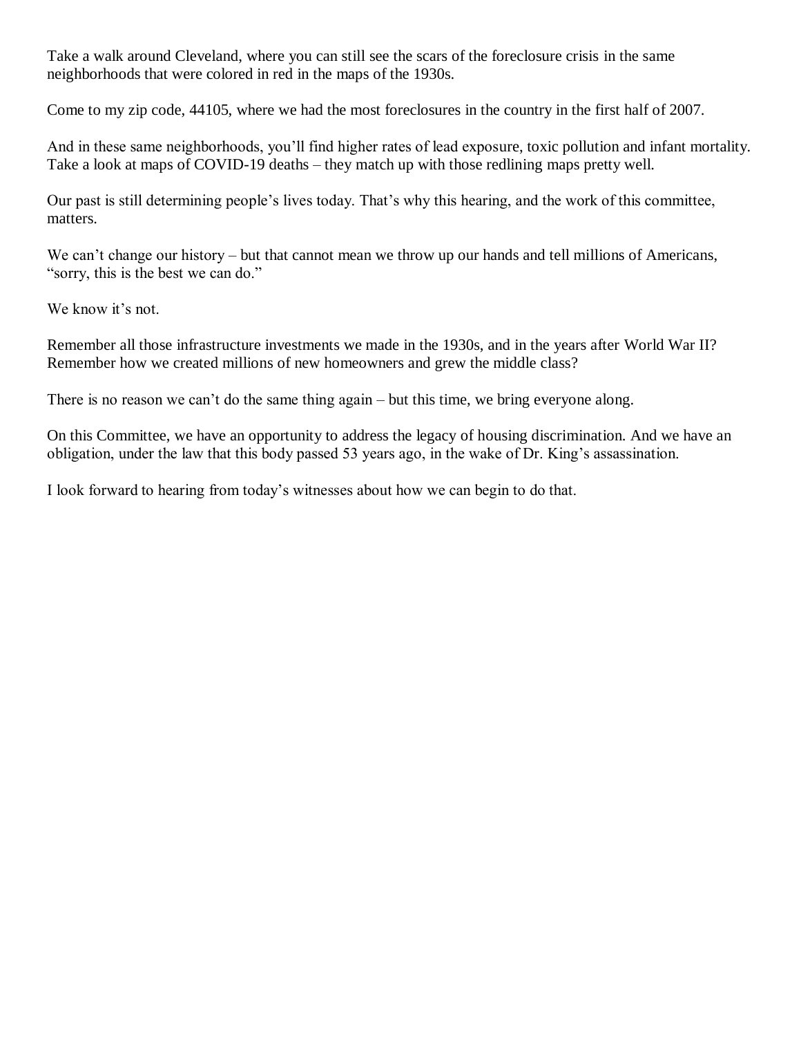Take a walk around Cleveland, where you can still see the scars of the foreclosure crisis in the same neighborhoods that were colored in red in the maps of the 1930s.

Come to my zip code, 44105, where we had the most foreclosures in the country in the first half of 2007.

And in these same neighborhoods, you'll find higher rates of lead exposure, toxic pollution and infant mortality. Take a look at maps of COVID-19 deaths – they match up with those redlining maps pretty well.

Our past is still determining people's lives today. That's why this hearing, and the work of this committee, matters.

We can't change our history – but that cannot mean we throw up our hands and tell millions of Americans, "sorry, this is the best we can do."

We know it's not.

Remember all those infrastructure investments we made in the 1930s, and in the years after World War II? Remember how we created millions of new homeowners and grew the middle class?

There is no reason we can't do the same thing again – but this time, we bring everyone along.

On this Committee, we have an opportunity to address the legacy of housing discrimination. And we have an obligation, under the law that this body passed 53 years ago, in the wake of Dr. King's assassination.

I look forward to hearing from today's witnesses about how we can begin to do that.